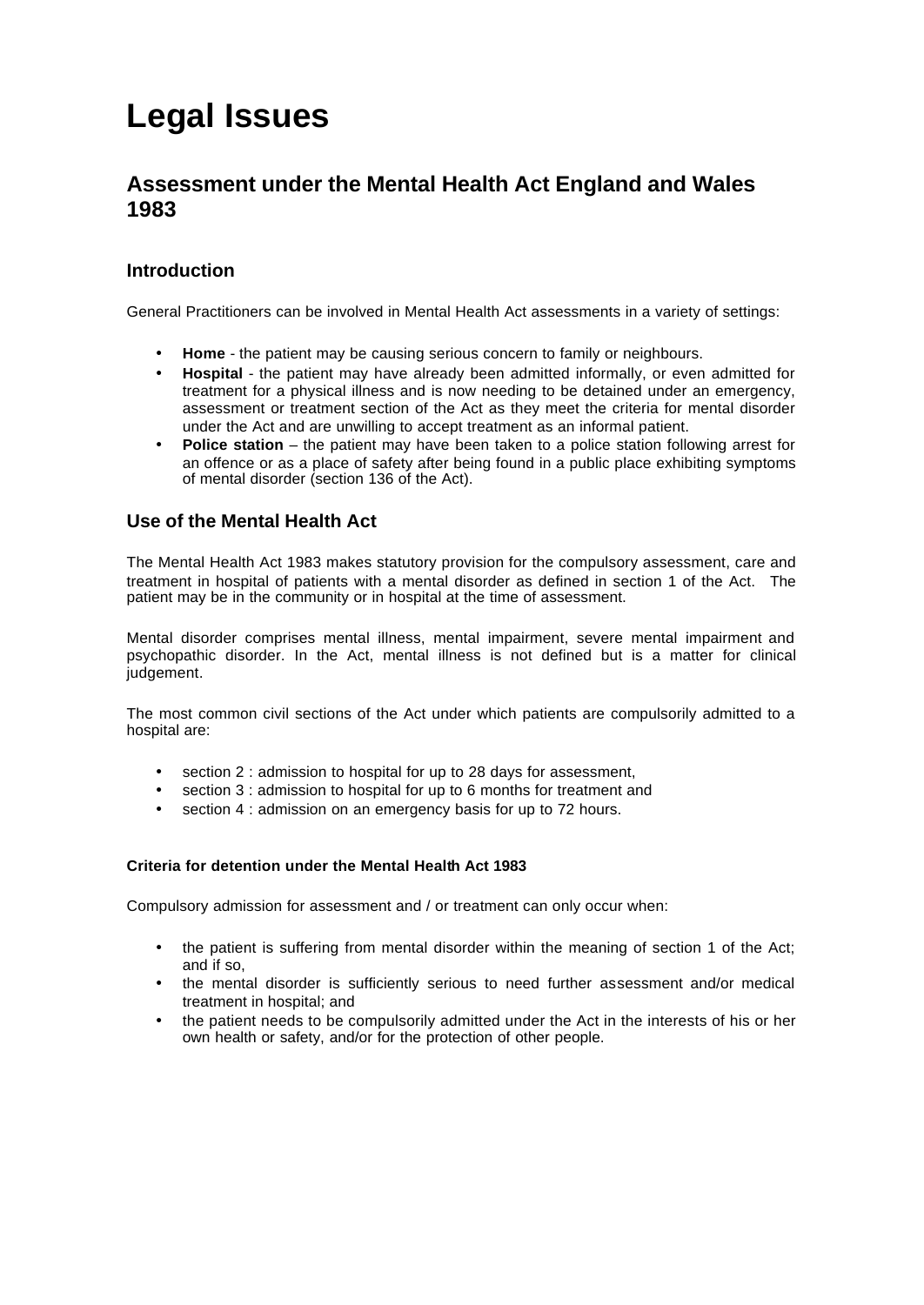# Legal Issues

## Assessment under the Mental Health Act England and Wales 1983

### Introduction

General Practitioners can be involved in Mental Health Act assessments in a variety of settings:

- **Home** - the patient may be causing serious concern to family or neighbours.
- **Hospital** - the patient may have already been admitted informally, or even admitted for treatment for a physical illness and is now needing to be detained under an emergency, assessment or treatment section of the Act as they meet the criteria for mental disorder under the Act and are unwilling to accept treatment as an informal patient.
- **Police station** – the patient may have been taken to a police station following arrest for an offence or as a place of safety after being found in a public place exhibiting symptoms of mental disorder (section 136 of the Act).

### Use of the Mental Health Act

The Mental Health Act 1983 makes statutory provision for the compulsory assessment, care and treatment in hospital of patients with a mental disorder as defined in section 1 of the Act. The patient may be in the community or in hospital at the time of assessment.

Mental disorder comprises mental illness, mental impairment, severe mental impairment and psychopathic disorder. In the Act, mental illness is not defined but is a matter for clinical judgement.

The most common civil sections of the Act under which patients are compulsorily admitted to a hospital are:

- section 2 : admission to hospital for up to 28 days for assessment,
- section 3 : admission to hospital for up to 6 months for treatment and
- section 4 : admission on an emergency basis for up to 72 hours.

#### Criteria for detention under the Mental Health Act 1983

Compulsory admission for assessment and / or treatment can only occur when:

- the patient is suffering from mental disorder within the meaning of section 1 of the Act; and if so,
- the mental disorder is sufficiently serious to need further assessment and/or medical treatment in hospital; and
- the patient needs to be compulsorily admitted under the Act in the interests of his or her own health or safety, and/or for the protection of other people.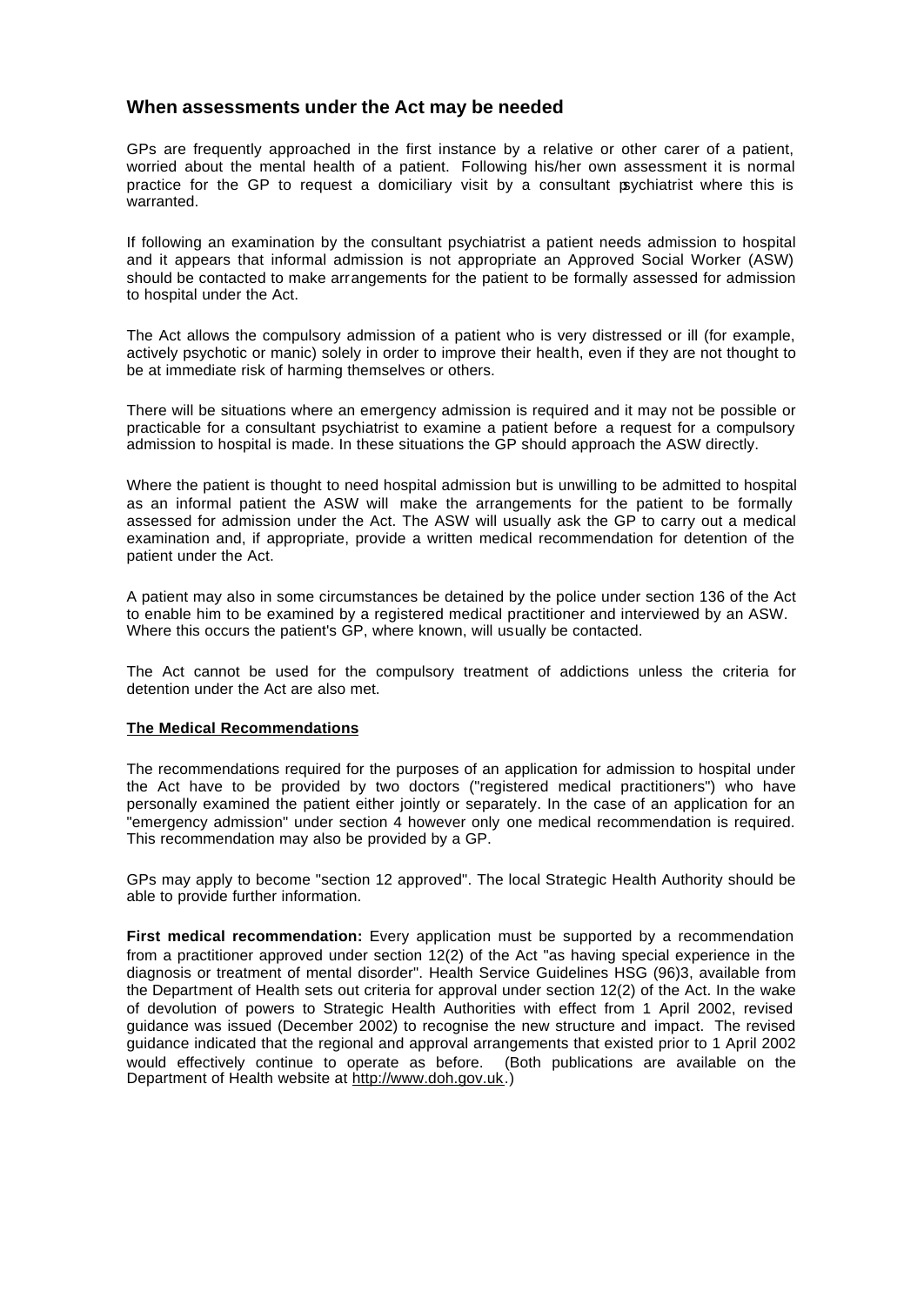## When assessments under the Act may be needed

GPs are frequently approached in the first instance by a relative or other carer of a patient, worried about the mental health of a patient. Following his/her own assessment it is normal practice for the GP to request a domiciliary visit by a consultant psychiatrist where this is warranted.

If following an examination by the consultant psychiatrist a patient needs admission to hospital and it appears that informal admission is not appropriate an Approved Social Worker (ASW) should be contacted to make arrangements for the patient to be formally assessed for admission to hospital under the Act.

The Act allows the compulsory admission of a patient who is very distressed or ill (for example, actively psychotic or manic) solely in order to improve their health, even if they are not thought to be at immediate risk of harming themselves or others.

There will be situations where an emergency admission is required and it may not be possible or practicable for a consultant psychiatrist to examine a patient before a request for a compulsory admission to hospital is made. In these situations the GP should approach the ASW directly.

Where the patient is thought to need hospital admission but is unwilling to be admitted to hospital as an informal patient the ASW will make the arrangements for the patient to be formally assessed for admission under the Act. The ASW will usually ask the GP to carry out a medical examination and, if appropriate, provide a written medical recommendation for detention of the patient under the Act.

A patient may also in some circumstances be detained by the police under section 136 of the Act to enable him to be examined by a registered medical practitioner and interviewed by an ASW. Where this occurs the patient's GP, where known, will usually be contacted.

The Act cannot be used for the compulsory treatment of addictions unless the criteria for detention under the Act are also met.

### The Medical Recommendations

The recommendations required for the purposes of an application for admission to hospital under the Act have to be provided by two doctors ("registered medical practitioners") who have personally examined the patient either jointly or separately. In the case of an application for an "emergency admission" under section 4 however only one medical recommendation is required. This recommendation may also be provided by a GP.

GPs may apply to become "section 12 approved". The local Strategic Health Authority should be able to provide further information.

**First medical recommendation:** Every application must be supported by a recommendation from a practitioner approved under section 12(2) of the Act "as having special experience in the diagnosis or treatment of mental disorder". Health Service Guidelines HSG (96)3, available from the Department of Health sets out criteria for approval under section 12(2) of the Act. In the wake of devolution of powers to Strategic Health Authorities with effect from 1 April 2002, revised guidance was issued (December 2002) to recognise the new structure and impact. The revised guidance indicated that the regional and approval arrangements that existed prior to 1 April 2002 would effectively continue to operate as before. (Both publications are available on the Department of Health website at http://www.doh.gov.uk.)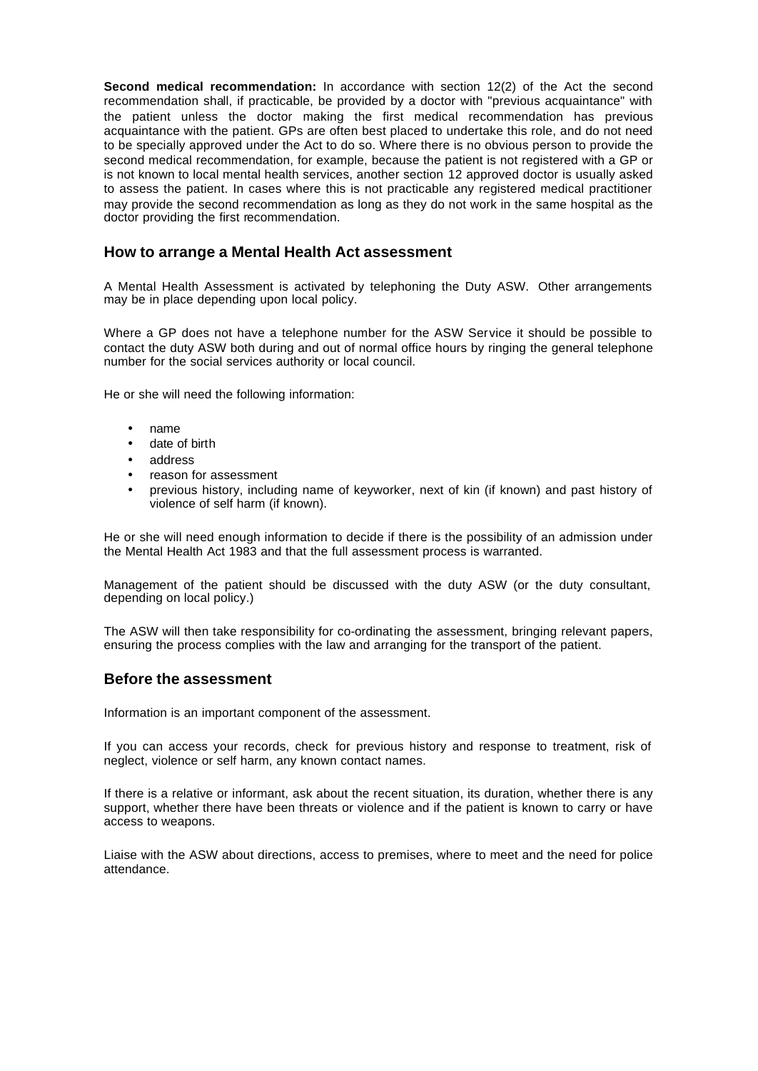**Second medical recommendation:** In accordance with section 12(2) of the Act the second recommendation shall, if practicable, be provided by a doctor with "previous acquaintance" with the patient unless the doctor making the first medical recommendation has previous acquaintance with the patient. GPs are often best placed to undertake this role, and do not need to be specially approved under the Act to do so. Where there is no obvious person to provide the second medical recommendation, for example, because the patient is not registered with a GP or is not known to local mental health services, another section 12 approved doctor is usually asked to assess the patient. In cases where this is not practicable any registered medical practitioner may provide the second recommendation as long as they do not work in the same hospital as the doctor providing the first recommendation.

## How to arrange a Mental Health Act assessment

A Mental Health Assessment is activated by telephoning the Duty ASW. Other arrangements may be in place depending upon local policy.

Where a GP does not have a telephone number for the ASW Service it should be possible to contact the duty ASW both during and out of normal office hours by ringing the general telephone number for the social services authority or local council.

He or she will need the following information:

- name
- date of birth
- address
- reason for assessment
- previous history, including name of keyworker, next of kin (if known) and past history of violence of self harm (if known).

He or she will need enough information to decide if there is the possibility of an admission under the Mental Health Act 1983 and that the full assessment process is warranted.

Management of the patient should be discussed with the duty ASW (or the duty consultant, depending on local policy.)

The ASW will then take responsibility for co-ordinating the assessment, bringing relevant papers, ensuring the process complies with the law and arranging for the transport of the patient.

## Before the assessment

Information is an important component of the assessment.

If you can access your records, check for previous history and response to treatment, risk of neglect, violence or self harm, any known contact names.

If there is a relative or informant, ask about the recent situation, its duration, whether there is any support, whether there have been threats or violence and if the patient is known to carry or have access to weapons.

Liaise with the ASW about directions, access to premises, where to meet and the need for police attendance.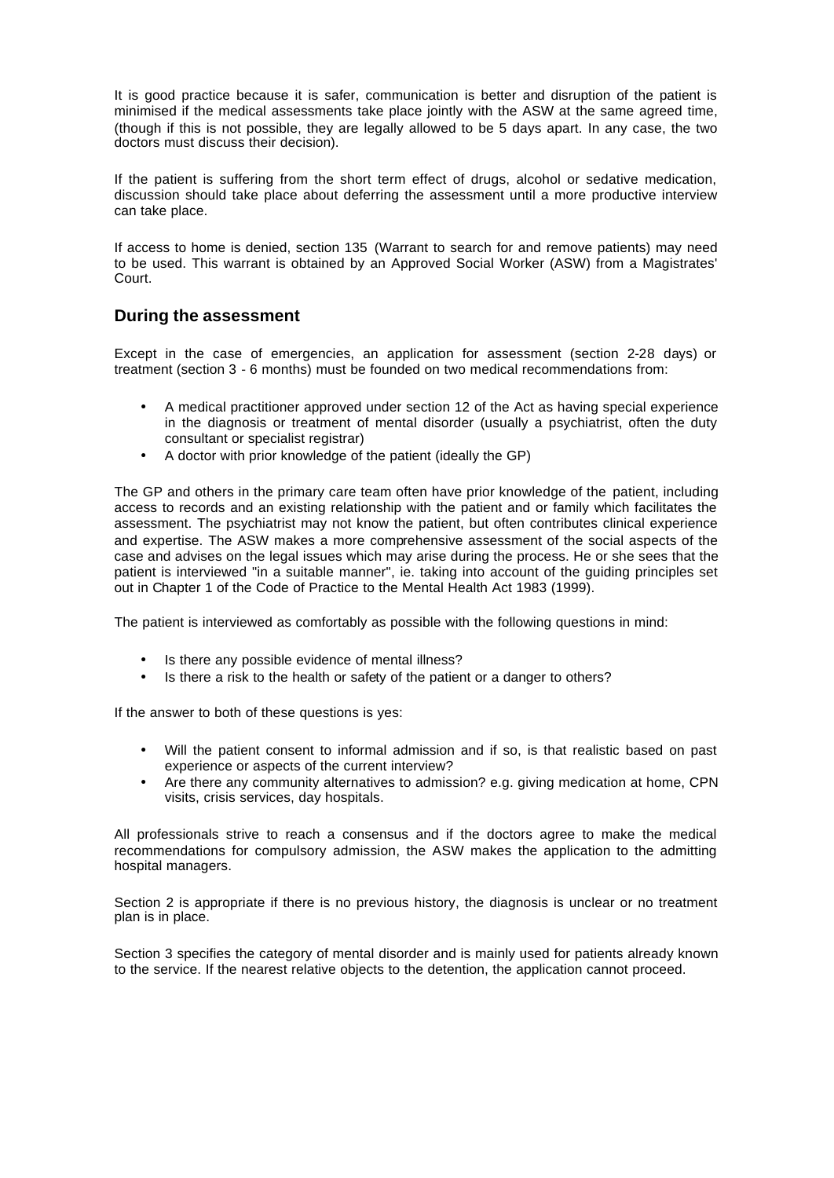It is good practice because it is safer, communication is better and disruption of the patient is minimised if the medical assessments take place jointly with the ASW at the same agreed time, (though if this is not possible, they are legally allowed to be 5 days apart. In any case, the two doctors must discuss their decision).

If the patient is suffering from the short term effect of drugs, alcohol or sedative medication, discussion should take place about deferring the assessment until a more productive interview can take place.

If access to home is denied, section 135 (Warrant to search for and remove patients) may need to be used. This warrant is obtained by an Approved Social Worker (ASW) from a Magistrates' Court.

## During the assessment

Except in the case of emergencies, an application for assessment (section 2-28 days) or treatment (section 3 - 6 months) must be founded on two medical recommendations from:

- A medical practitioner approved under section 12 of the Act as having special experience in the diagnosis or treatment of mental disorder (usually a psychiatrist, often the duty consultant or specialist registrar)
- A doctor with prior knowledge of the patient (ideally the GP)

The GP and others in the primary care team often have prior knowledge of the patient, including access to records and an existing relationship with the patient and or family which facilitates the assessment. The psychiatrist may not know the patient, but often contributes clinical experience and expertise. The ASW makes a more comprehensive assessment of the social aspects of the case and advises on the legal issues which may arise during the process. He or she sees that the patient is interviewed "in a suitable manner", ie. taking into account of the guiding principles set out in Chapter 1 of the Code of Practice to the Mental Health Act 1983 (1999).

The patient is interviewed as comfortably as possible with the following questions in mind:

- Is there any possible evidence of mental illness?
- Is there a risk to the health or safety of the patient or a danger to others?

If the answer to both of these questions is yes:

- Will the patient consent to informal admission and if so, is that realistic based on past experience or aspects of the current interview?
- Are there any community alternatives to admission? e.g. giving medication at home, CPN visits, crisis services, day hospitals.

All professionals strive to reach a consensus and if the doctors agree to make the medical recommendations for compulsory admission, the ASW makes the application to the admitting hospital managers.

Section 2 is appropriate if there is no previous history, the diagnosis is unclear or no treatment plan is in place.

Section 3 specifies the category of mental disorder and is mainly used for patients already known to the service. If the nearest relative objects to the detention, the application cannot proceed.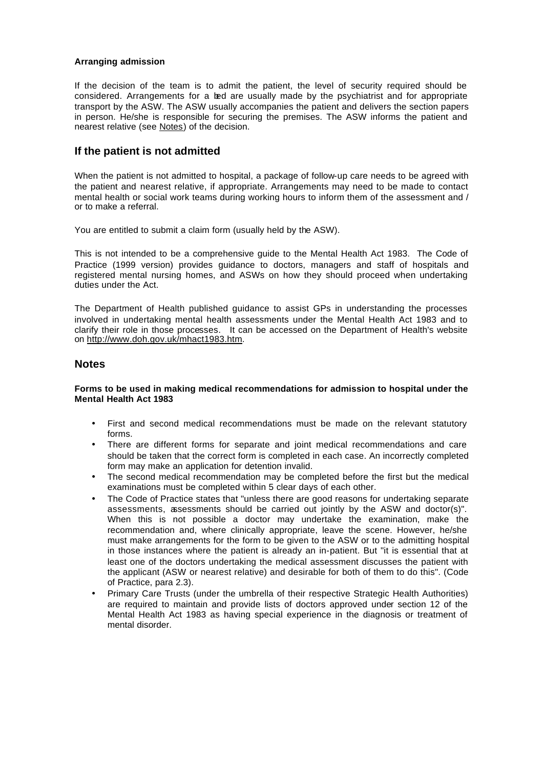**Arranging admission**

If the decision of the team is to admit the patient, the level of security required should be considered. Arrangements for a bed are usually made by the psychiatrist and for appropriate transport by the ASW. The ASW usually accompanies the patient and delivers the section papers in person. He/she is responsible for securing the premises. The ASW informs the patient and nearest relative (see Notes) of the decision.

## If the patient is not admitted

When the patient is not admitted to hospital, a package of follow-up care needs to be agreed with the patient and nearest relative, if appropriate. Arrangements may need to be made to contact mental health or social work teams during working hours to inform them of the assessment and / or to make a referral.

You are entitled to submit a claim form (usually held by the ASW).

This is not intended to be a comprehensive guide to the Mental Health Act 1983. The Code of Practice (1999 version) provides guidance to doctors, managers and staff of hospitals and registered mental nursing homes, and ASWs on how they should proceed when undertaking duties under the Act.

The Department of Health published guidance to assist GPs in understanding the processes involved in undertaking mental health assessments under the Mental Health Act 1983 and to clarify their role in those processes. It can be accessed on the Department of Health's website on http://www.doh.gov.uk/mhact1983.htm.

## Notes

**Forms to be used in making medical recommendations for admission to hospital under the Mental Health Act 1983**

- First and second medical recommendations must be made on the relevant statutory forms.
- There are different forms for separate and joint medical recommendations and care should be taken that the correct form is completed in each case. An incorrectly completed form may make an application for detention invalid.
- The second medical recommendation may be completed before the first but the medical examinations must be completed within 5 clear days of each other.
- The Code of Practice states that "unless there are good reasons for undertaking separate assessments, assessments should be carried out jointly by the ASW and doctor(s)". When this is not possible a doctor may undertake the examination, make the recommendation and, where clinically appropriate, leave the scene. However, he/she must make arrangements for the form to be given to the ASW or to the admitting hospital in those instances where the patient is already an in-patient. But "it is essential that at least one of the doctors undertaking the medical assessment discusses the patient with the applicant (ASW or nearest relative) and desirable for both of them to do this". (Code of Practice, para 2.3).
- Primary Care Trusts (under the umbrella of their respective Strategic Health Authorities) are required to maintain and provide lists of doctors approved under section 12 of the Mental Health Act 1983 as having special experience in the diagnosis or treatment of mental disorder.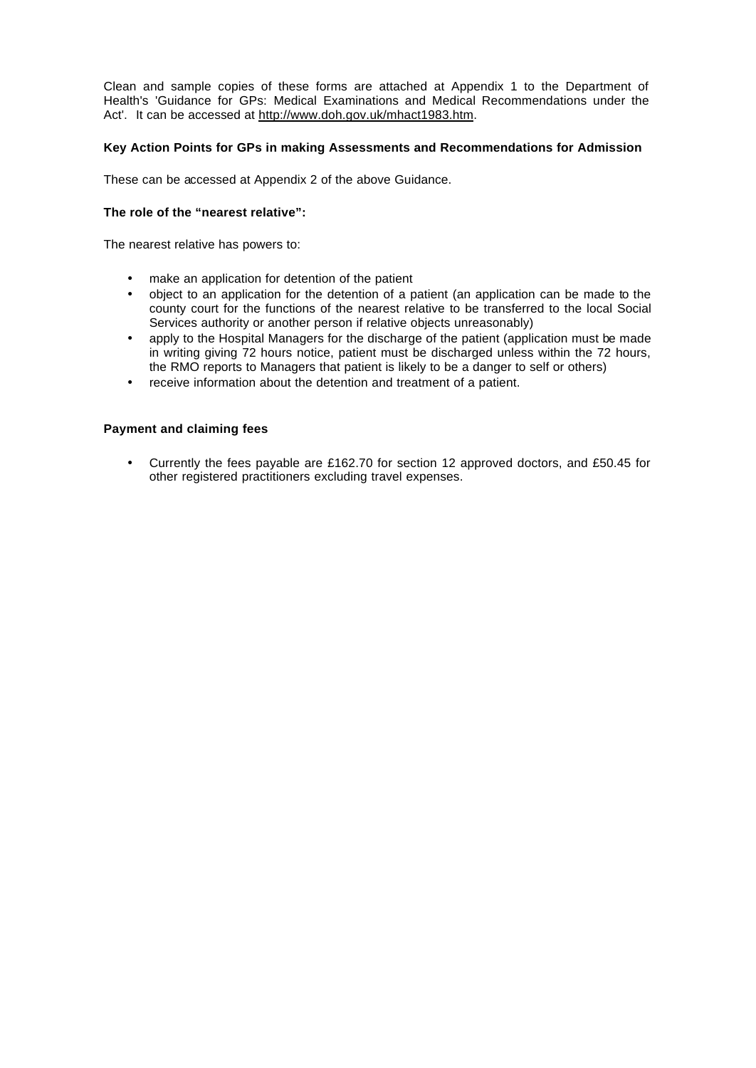Clean and sample copies of these forms are attached at Appendix 1 to the Department of Health's 'Guidance for GPs: Medical Examinations and Medical Recommendations under the Act'. It can be accessed at http://www.doh.gov.uk/mhact1983.htm.

**Key Action Points for GPs in making Assessments and Recommendations for Admission**

These can be accessed at Appendix 2 of the above Guidance.

**The role of the "nearest relative":**

The nearest relative has powers to:

- make an application for detention of the patient
- object to an application for the detention of a patient (an application can be made to the county court for the functions of the nearest relative to be transferred to the local Social Services authority or another person if relative objects unreasonably)
- apply to the Hospital Managers for the discharge of the patient (application must be made in writing giving 72 hours notice, patient must be discharged unless within the 72 hours, the RMO reports to Managers that patient is likely to be a danger to self or others)
- receive information about the detention and treatment of a patient.

**Payment and claiming fees**

- Currently the fees payable are £162.70 for section 12 approved doctors, and £50.45 for other registered practitioners excluding travel expenses.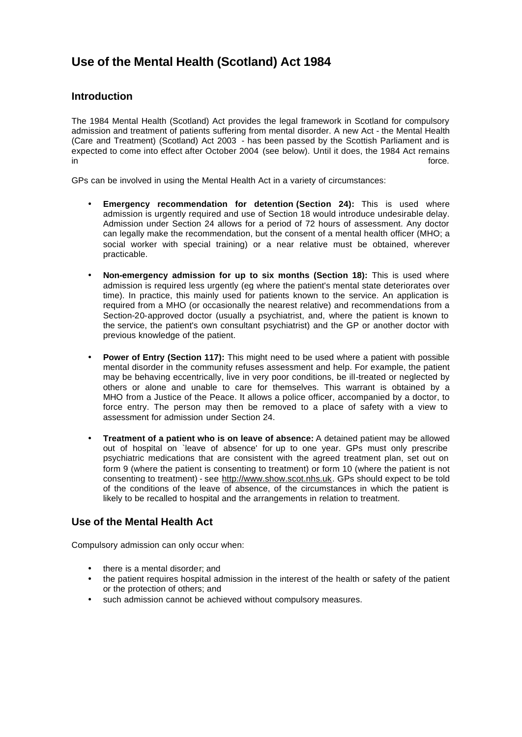# Use of the Mental Health (Scotland) Act 1984

## Introduction

The 1984 Mental Health (Scotland) Act provides the legal framework in Scotland for compulsory admission and treatment of patients suffering from mental disorder. A new Act - the Mental Health (Care and Treatment) (Scotland) Act 2003 - has been passed by the Scottish Parliament and is expected to come into effect after October 2004 (see below). Until it does, the 1984 Act remains in force.

GPs can be involved in using the Mental Health Act in a variety of circumstances:

- **Emergency recommendation for detention (Section 24):** This is used where admission is urgently required and use of Section 18 would introduce undesirable delay. Admission under Section 24 allows for a period of 72 hours of assessment. Any doctor can legally make the recommendation, but the consent of a mental health officer (MHO; a social worker with special training) or a near relative must be obtained, wherever practicable.

- **Non-emergency admission for up to six months (Section 18):** This is used where admission is required less urgently (eg where the patient's mental state deteriorates over time). In practice, this mainly used for patients known to the service. An application is required from a MHO (or occasionally the nearest relative) and recommendations from a Section-20-approved doctor (usually a psychiatrist, and, where the patient is known to the service, the patient's own consultant psychiatrist) and the GP or another doctor with previous knowledge of the patient.

- **Power of Entry (Section 117):** This might need to be used where a patient with possible mental disorder in the community refuses assessment and help. For example, the patient may be behaving eccentrically, live in very poor conditions, be ill-treated or neglected by others or alone and unable to care for themselves. This warrant is obtained by a MHO from a Justice of the Peace. It allows a police officer, accompanied by a doctor, to force entry. The person may then be removed to a place of safety with a view to assessment for admission under Section 24.

- **Treatment of a patient who is on leave of absence:** A detained patient may be allowed out of hospital on `leave of absence' for up to one year. GPs must only prescribe psychiatric medications that are consistent with the agreed treatment plan, set out on form 9 (where the patient is consenting to treatment) or form 10 (where the patient is not consenting to treatment) - see http://www.show.scot.nhs.uk. GPs should expect to be told of the conditions of the leave of absence, of the circumstances in which the patient is likely to be recalled to hospital and the arrangements in relation to treatment.

## Use of the Mental Health Act

Compulsory admission can only occur when:

- there is a mental disorder; and
- the patient requires hospital admission in the interest of the health or safety of the patient or the protection of others; and
- such admission cannot be achieved without compulsory measures.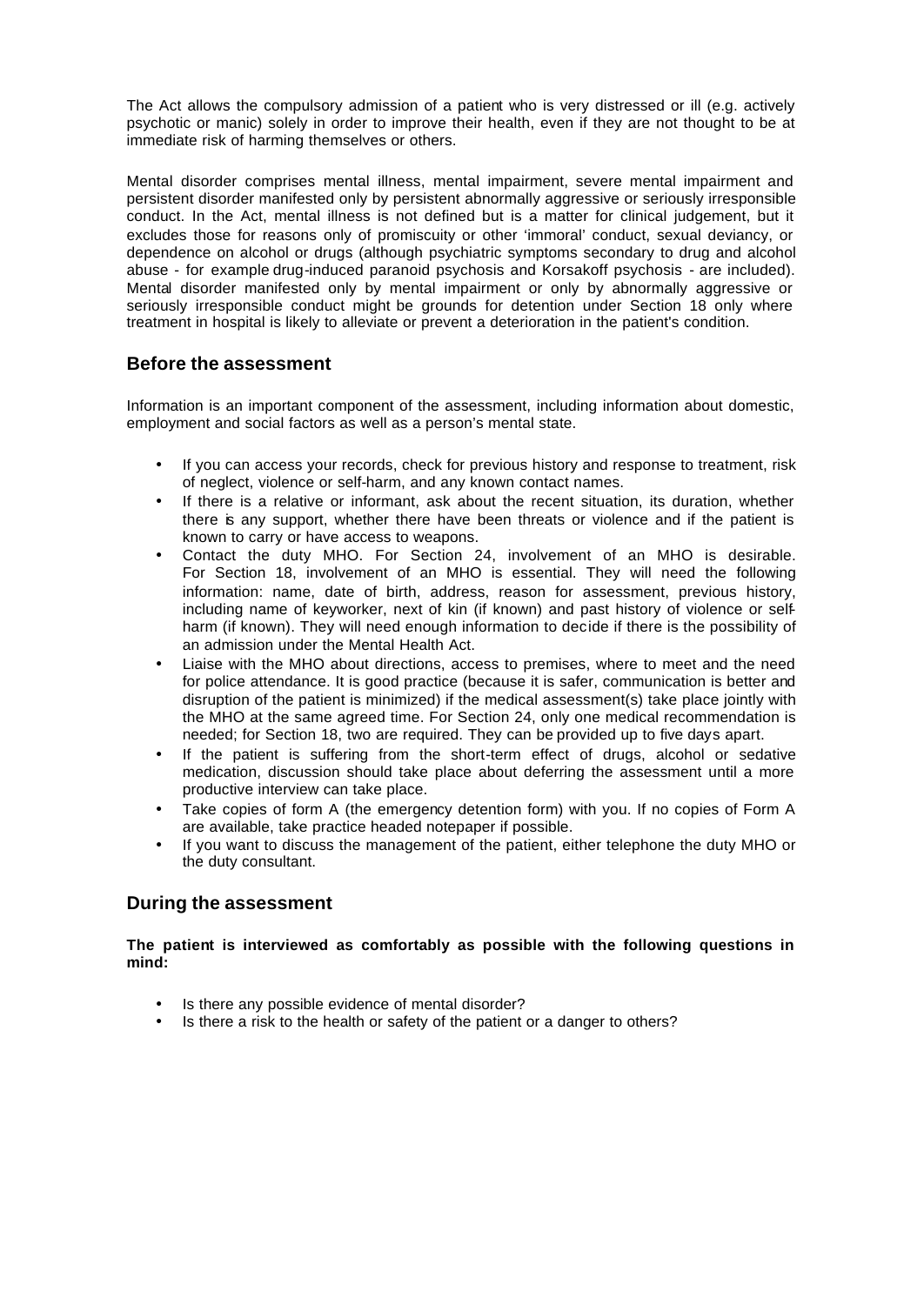The Act allows the compulsory admission of a patient who is very distressed or ill (e.g. actively psychotic or manic) solely in order to improve their health, even if they are not thought to be at immediate risk of harming themselves or others.

Mental disorder comprises mental illness, mental impairment, severe mental impairment and persistent disorder manifested only by persistent abnormally aggressive or seriously irresponsible conduct. In the Act, mental illness is not defined but is a matter for clinical judgement, but it excludes those for reasons only of promiscuity or other 'immoral' conduct, sexual deviancy, or dependence on alcohol or drugs (although psychiatric symptoms secondary to drug and alcohol abuse - for example drug-induced paranoid psychosis and Korsakoff psychosis - are included). Mental disorder manifested only by mental impairment or only by abnormally aggressive or seriously irresponsible conduct might be grounds for detention under Section 18 only where treatment in hospital is likely to alleviate or prevent a deterioration in the patient's condition.

## Before the assessment

Information is an important component of the assessment, including information about domestic, employment and social factors as well as a person's mental state.

- If you can access your records, check for previous history and response to treatment, risk of neglect, violence or self-harm, and any known contact names.
- If there is a relative or informant, ask about the recent situation, its duration, whether there is any support, whether there have been threats or violence and if the patient is known to carry or have access to weapons.
- Contact the duty MHO. For Section 24, involvement of an MHO is desirable. For Section 18, involvement of an MHO is essential. They will need the following information: name, date of birth, address, reason for assessment, previous history, including name of keyworker, next of kin (if known) and past history of violence or self-harm (if known). They will need enough information to decide if there is the possibility of an admission under the Mental Health Act.
- Liaise with the MHO about directions, access to premises, where to meet and the need for police attendance. It is good practice (because it is safer, communication is better and disruption of the patient is minimized) if the medical assessment(s) take place jointly with the MHO at the same agreed time. For Section 24, only one medical recommendation is needed; for Section 18, two are required. They can be provided up to five days apart.
- If the patient is suffering from the short-term effect of drugs, alcohol or sedative medication, discussion should take place about deferring the assessment until a more productive interview can take place.
- Take copies of form A (the emergency detention form) with you. If no copies of Form A are available, take practice headed notepaper if possible.
- If you want to discuss the management of the patient, either telephone the duty MHO or the duty consultant.

## During the assessment

**The patient is interviewed as comfortably as possible with the following questions in mind:**

- Is there any possible evidence of mental disorder?
- Is there a risk to the health or safety of the patient or a danger to others?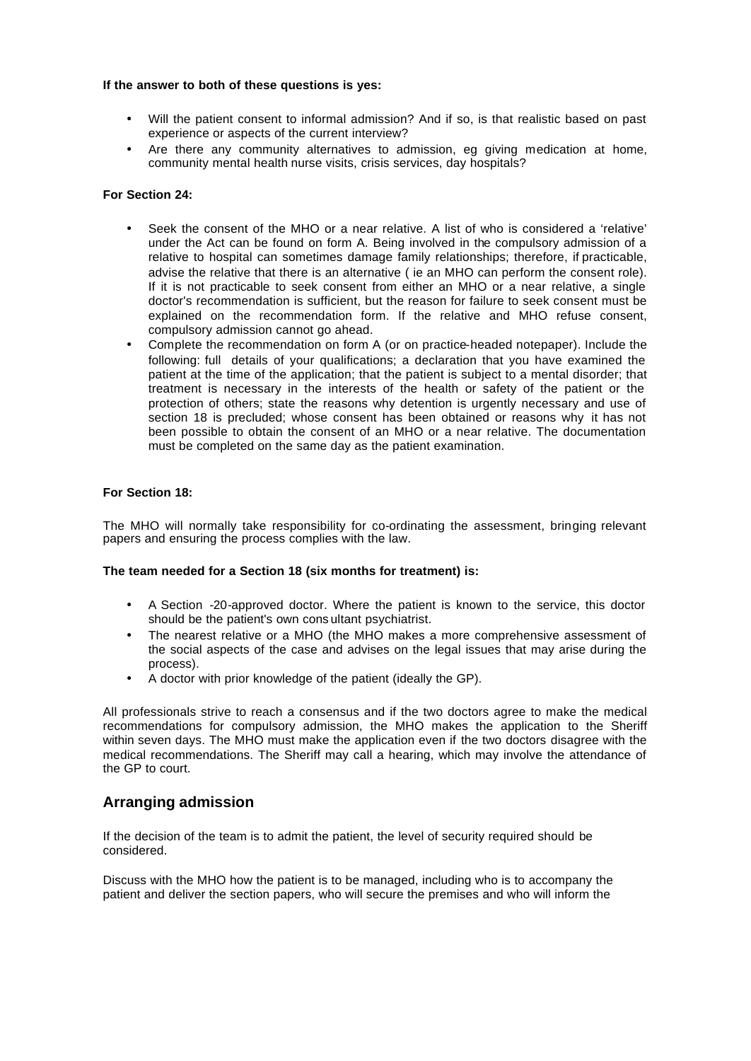**If the answer to both of these questions is yes:**

- Will the patient consent to informal admission? And if so, is that realistic based on past experience or aspects of the current interview?
- Are there any community alternatives to admission, eg giving medication at home, community mental health nurse visits, crisis services, day hospitals?

**For Section 24:**

- Seek the consent of the MHO or a near relative. A list of who is considered a 'relative' under the Act can be found on form A. Being involved in the compulsory admission of a relative to hospital can sometimes damage family relationships; therefore, if practicable, advise the relative that there is an alternative ( ie an MHO can perform the consent role). If it is not practicable to seek consent from either an MHO or a near relative, a single doctor's recommendation is sufficient, but the reason for failure to seek consent must be explained on the recommendation form. If the relative and MHO refuse consent, compulsory admission cannot go ahead.
- Complete the recommendation on form A (or on practice-headed notepaper). Include the following: full details of your qualifications; a declaration that you have examined the patient at the time of the application; that the patient is subject to a mental disorder; that treatment is necessary in the interests of the health or safety of the patient or the protection of others; state the reasons why detention is urgently necessary and use of section 18 is precluded; whose consent has been obtained or reasons why it has not been possible to obtain the consent of an MHO or a near relative. The documentation must be completed on the same day as the patient examination.

**For Section 18:**

The MHO will normally take responsibility for co-ordinating the assessment, bringing relevant papers and ensuring the process complies with the law.

**The team needed for a Section 18 (six months for treatment) is:**

- A Section -20-approved doctor. Where the patient is known to the service, this doctor should be the patient's own consultant psychiatrist.
- The nearest relative or a MHO (the MHO makes a more comprehensive assessment of the social aspects of the case and advises on the legal issues that may arise during the process).
- A doctor with prior knowledge of the patient (ideally the GP).

All professionals strive to reach a consensus and if the two doctors agree to make the medical recommendations for compulsory admission, the MHO makes the application to the Sheriff within seven days. The MHO must make the application even if the two doctors disagree with the medical recommendations. The Sheriff may call a hearing, which may involve the attendance of the GP to court.

## Arranging admission

If the decision of the team is to admit the patient, the level of security required should be considered.

Discuss with the MHO how the patient is to be managed, including who is to accompany the patient and deliver the section papers, who will secure the premises and who will inform the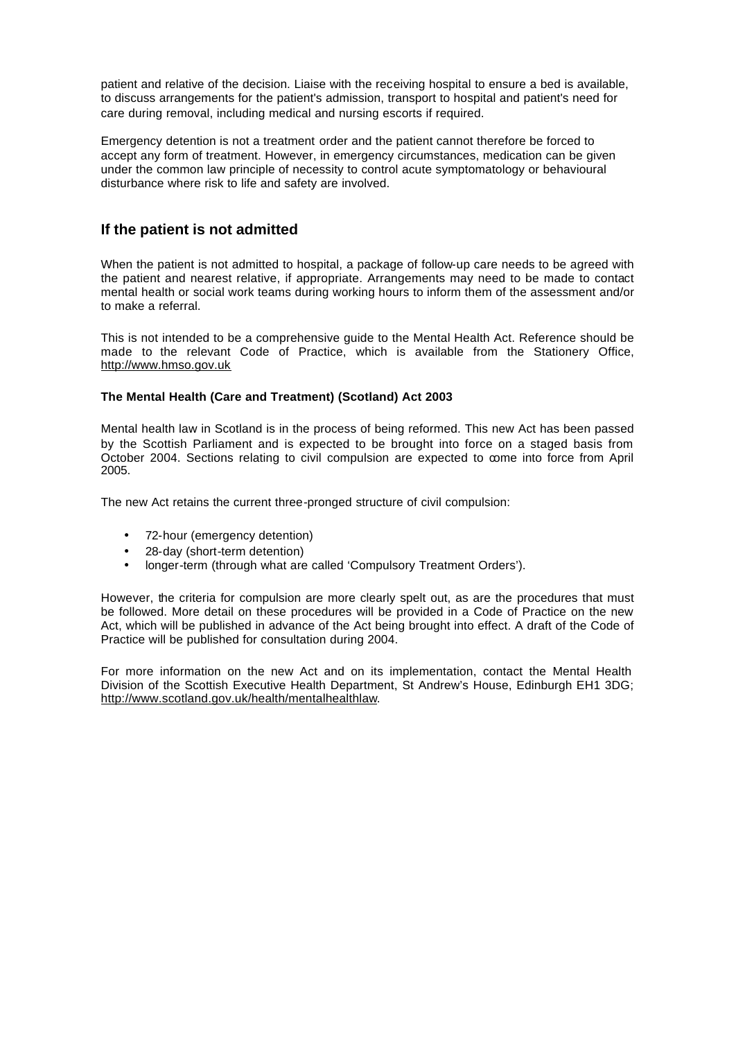patient and relative of the decision. Liaise with the receiving hospital to ensure a bed is available, to discuss arrangements for the patient's admission, transport to hospital and patient's need for care during removal, including medical and nursing escorts if required.

Emergency detention is not a treatment order and the patient cannot therefore be forced to accept any form of treatment. However, in emergency circumstances, medication can be given under the common law principle of necessity to control acute symptomatology or behavioural disturbance where risk to life and safety are involved.

## If the patient is not admitted

When the patient is not admitted to hospital, a package of follow-up care needs to be agreed with the patient and nearest relative, if appropriate. Arrangements may need to be made to contact mental health or social work teams during working hours to inform them of the assessment and/or to make a referral.

This is not intended to be a comprehensive guide to the Mental Health Act. Reference should be made to the relevant Code of Practice, which is available from the Stationery Office, http://www.hmso.gov.uk

### The Mental Health (Care and Treatment) (Scotland) Act 2003

Mental health law in Scotland is in the process of being reformed. This new Act has been passed by the Scottish Parliament and is expected to be brought into force on a staged basis from October 2004. Sections relating to civil compulsion are expected to come into force from April 2005.

The new Act retains the current three-pronged structure of civil compulsion:

- 72-hour (emergency detention)
- 28-day (short-term detention)
- longer-term (through what are called 'Compulsory Treatment Orders').

However, the criteria for compulsion are more clearly spelt out, as are the procedures that must be followed. More detail on these procedures will be provided in a Code of Practice on the new Act, which will be published in advance of the Act being brought into effect. A draft of the Code of Practice will be published for consultation during 2004.

For more information on the new Act and on its implementation, contact the Mental Health Division of the Scottish Executive Health Department, St Andrew's House, Edinburgh EH1 3DG; http://www.scotland.gov.uk/health/mentalhealthlaw.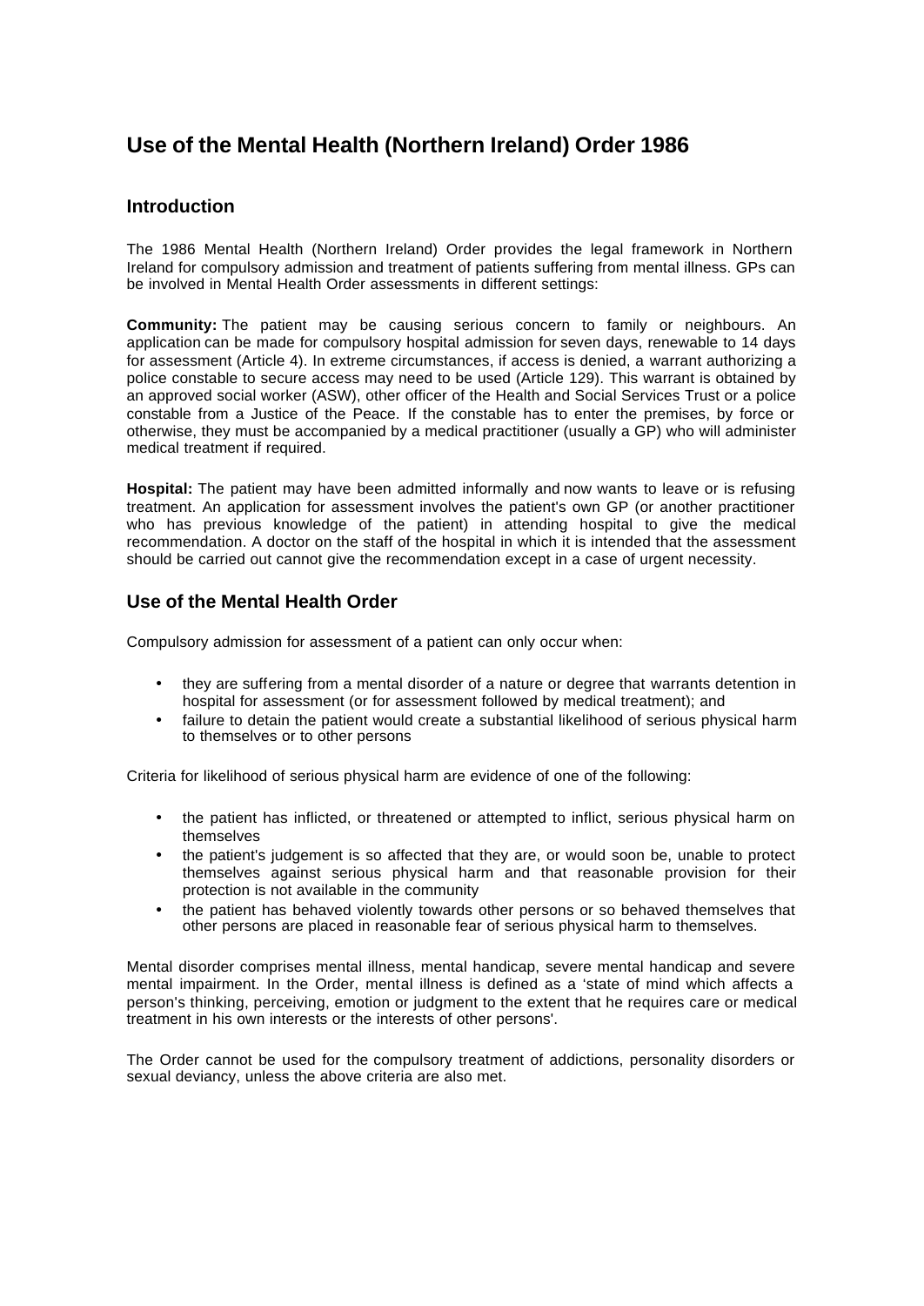# Use of the Mental Health (Northern Ireland) Order 1986

## Introduction

The 1986 Mental Health (Northern Ireland) Order provides the legal framework in Northern Ireland for compulsory admission and treatment of patients suffering from mental illness. GPs can be involved in Mental Health Order assessments in different settings:

**Community:** The patient may be causing serious concern to family or neighbours. An application can be made for compulsory hospital admission for seven days, renewable to 14 days for assessment (Article 4). In extreme circumstances, if access is denied, a warrant authorizing a police constable to secure access may need to be used (Article 129). This warrant is obtained by an approved social worker (ASW), other officer of the Health and Social Services Trust or a police constable from a Justice of the Peace. If the constable has to enter the premises, by force or otherwise, they must be accompanied by a medical practitioner (usually a GP) who will administer medical treatment if required.

**Hospital:** The patient may have been admitted informally and now wants to leave or is refusing treatment. An application for assessment involves the patient's own GP (or another practitioner who has previous knowledge of the patient) in attending hospital to give the medical recommendation. A doctor on the staff of the hospital in which it is intended that the assessment should be carried out cannot give the recommendation except in a case of urgent necessity.

## Use of the Mental Health Order

Compulsory admission for assessment of a patient can only occur when:

- they are suffering from a mental disorder of a nature or degree that warrants detention in hospital for assessment (or for assessment followed by medical treatment); and
- failure to detain the patient would create a substantial likelihood of serious physical harm to themselves or to other persons

Criteria for likelihood of serious physical harm are evidence of one of the following:

- the patient has inflicted, or threatened or attempted to inflict, serious physical harm on themselves
- the patient's judgement is so affected that they are, or would soon be, unable to protect themselves against serious physical harm and that reasonable provision for their protection is not available in the community
- the patient has behaved violently towards other persons or so behaved themselves that other persons are placed in reasonable fear of serious physical harm to themselves.

Mental disorder comprises mental illness, mental handicap, severe mental handicap and severe mental impairment. In the Order, mental illness is defined as a 'state of mind which affects a person's thinking, perceiving, emotion or judgment to the extent that he requires care or medical treatment in his own interests or the interests of other persons'.

The Order cannot be used for the compulsory treatment of addictions, personality disorders or sexual deviancy, unless the above criteria are also met.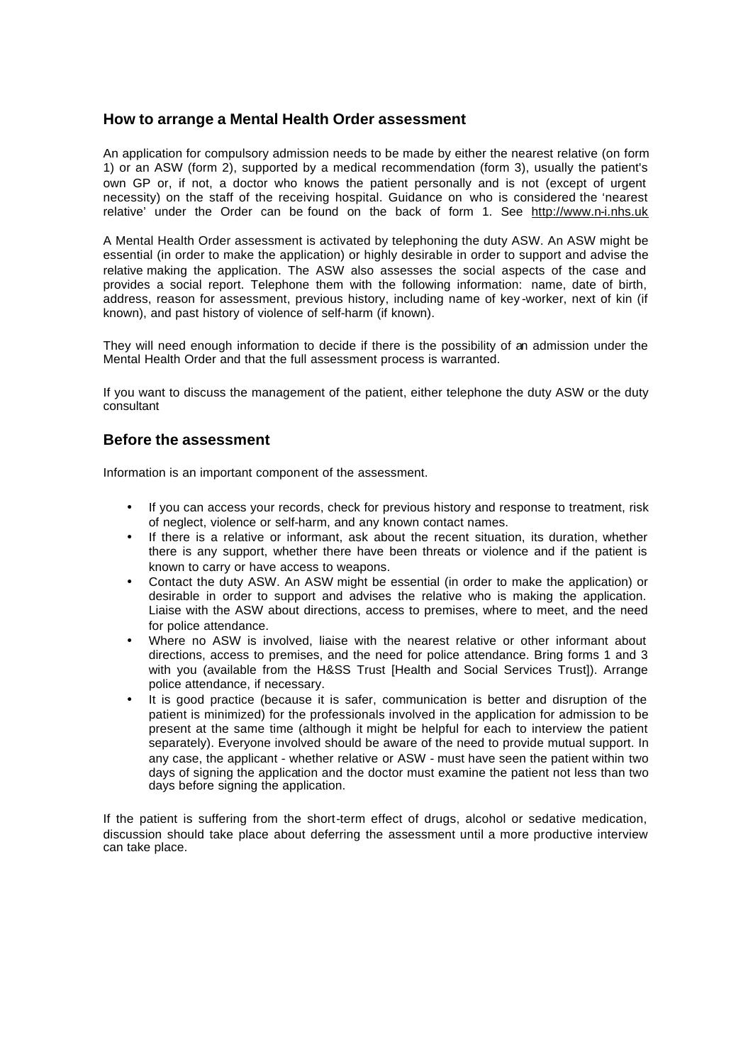## How to arrange a Mental Health Order assessment

An application for compulsory admission needs to be made by either the nearest relative (on form 1) or an ASW (form 2), supported by a medical recommendation (form 3), usually the patient's own GP or, if not, a doctor who knows the patient personally and is not (except of urgent necessity) on the staff of the receiving hospital. Guidance on who is considered the 'nearest relative' under the Order can be found on the back of form 1. See http://www.n-i.nhs.uk

A Mental Health Order assessment is activated by telephoning the duty ASW. An ASW might be essential (in order to make the application) or highly desirable in order to support and advise the relative making the application. The ASW also assesses the social aspects of the case and provides a social report. Telephone them with the following information: name, date of birth, address, reason for assessment, previous history, including name of key-worker, next of kin (if known), and past history of violence of self-harm (if known).

They will need enough information to decide if there is the possibility of an admission under the Mental Health Order and that the full assessment process is warranted.

If you want to discuss the management of the patient, either telephone the duty ASW or the duty consultant

## Before the assessment

Information is an important component of the assessment.

- If you can access your records, check for previous history and response to treatment, risk of neglect, violence or self-harm, and any known contact names.
- If there is a relative or informant, ask about the recent situation, its duration, whether there is any support, whether there have been threats or violence and if the patient is known to carry or have access to weapons.
- Contact the duty ASW. An ASW might be essential (in order to make the application) or desirable in order to support and advises the relative who is making the application. Liaise with the ASW about directions, access to premises, where to meet, and the need for police attendance.
- Where no ASW is involved, liaise with the nearest relative or other informant about directions, access to premises, and the need for police attendance. Bring forms 1 and 3 with you (available from the H&SS Trust [Health and Social Services Trust]). Arrange police attendance, if necessary.
- It is good practice (because it is safer, communication is better and disruption of the patient is minimized) for the professionals involved in the application for admission to be present at the same time (although it might be helpful for each to interview the patient separately). Everyone involved should be aware of the need to provide mutual support. In any case, the applicant - whether relative or ASW - must have seen the patient within two days of signing the application and the doctor must examine the patient not less than two days before signing the application.

If the patient is suffering from the short-term effect of drugs, alcohol or sedative medication, discussion should take place about deferring the assessment until a more productive interview can take place.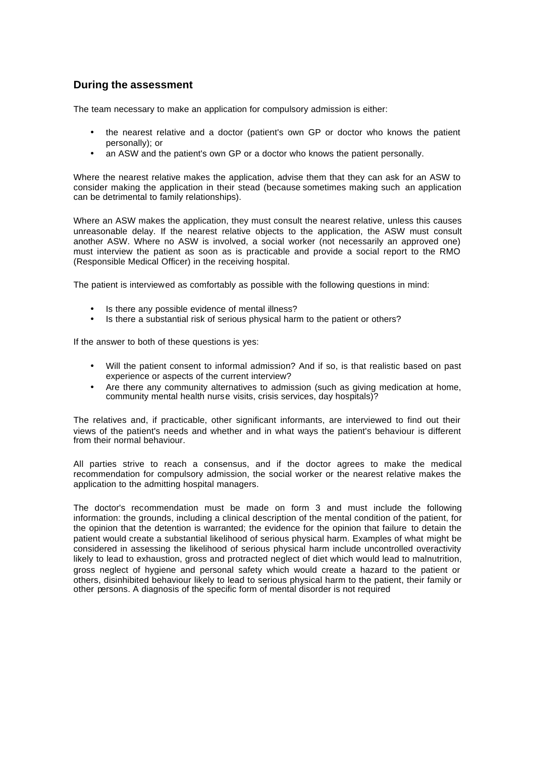## During the assessment

The team necessary to make an application for compulsory admission is either:

- the nearest relative and a doctor (patient's own GP or doctor who knows the patient personally); or
- an ASW and the patient's own GP or a doctor who knows the patient personally.

Where the nearest relative makes the application, advise them that they can ask for an ASW to consider making the application in their stead (because sometimes making such an application can be detrimental to family relationships).

Where an ASW makes the application, they must consult the nearest relative, unless this causes unreasonable delay. If the nearest relative objects to the application, the ASW must consult another ASW. Where no ASW is involved, a social worker (not necessarily an approved one) must interview the patient as soon as is practicable and provide a social report to the RMO (Responsible Medical Officer) in the receiving hospital.

The patient is interviewed as comfortably as possible with the following questions in mind:

- Is there any possible evidence of mental illness?
- Is there a substantial risk of serious physical harm to the patient or others?

If the answer to both of these questions is yes:

- Will the patient consent to informal admission? And if so, is that realistic based on past experience or aspects of the current interview?
- Are there any community alternatives to admission (such as giving medication at home, community mental health nurse visits, crisis services, day hospitals)?

The relatives and, if practicable, other significant informants, are interviewed to find out their views of the patient's needs and whether and in what ways the patient's behaviour is different from their normal behaviour.

All parties strive to reach a consensus, and if the doctor agrees to make the medical recommendation for compulsory admission, the social worker or the nearest relative makes the application to the admitting hospital managers.

The doctor's recommendation must be made on form 3 and must include the following information: the grounds, including a clinical description of the mental condition of the patient, for the opinion that the detention is warranted; the evidence for the opinion that failure to detain the patient would create a substantial likelihood of serious physical harm. Examples of what might be considered in assessing the likelihood of serious physical harm include uncontrolled overactivity likely to lead to exhaustion, gross and protracted neglect of diet which would lead to malnutrition, gross neglect of hygiene and personal safety which would create a hazard to the patient or others, disinhibited behaviour likely to lead to serious physical harm to the patient, their family or other persons. A diagnosis of the specific form of mental disorder is not required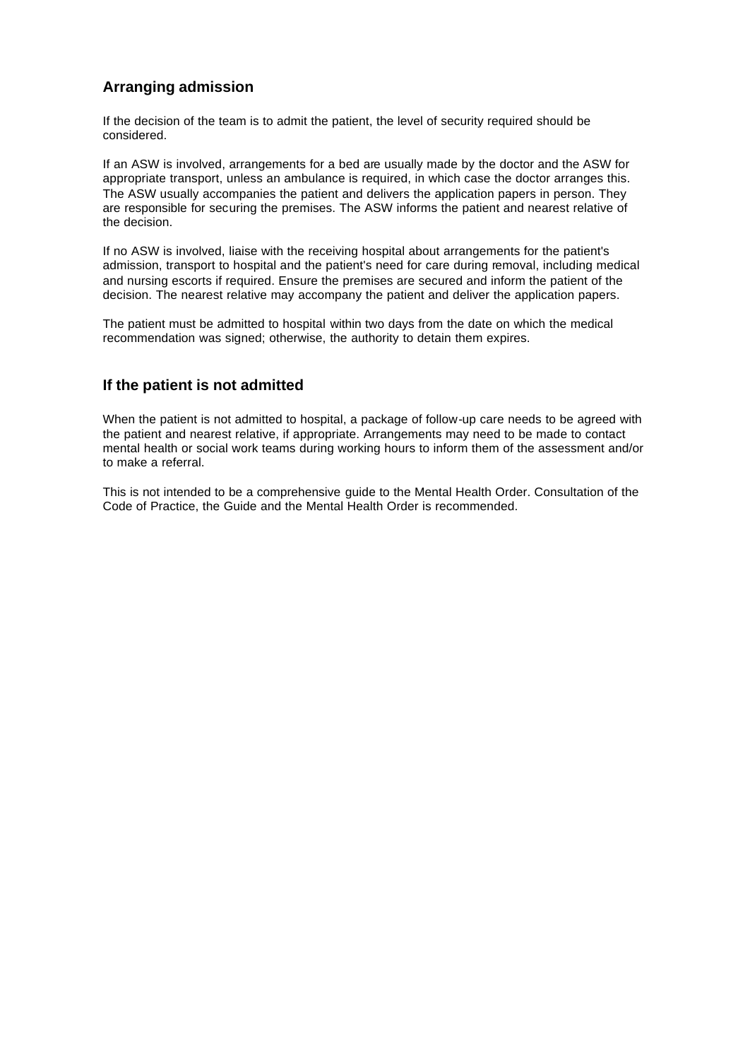## Arranging admission

If the decision of the team is to admit the patient, the level of security required should be considered.

If an ASW is involved, arrangements for a bed are usually made by the doctor and the ASW for appropriate transport, unless an ambulance is required, in which case the doctor arranges this. The ASW usually accompanies the patient and delivers the application papers in person. They are responsible for securing the premises. The ASW informs the patient and nearest relative of the decision.

If no ASW is involved, liaise with the receiving hospital about arrangements for the patient's admission, transport to hospital and the patient's need for care during removal, including medical and nursing escorts if required. Ensure the premises are secured and inform the patient of the decision. The nearest relative may accompany the patient and deliver the application papers.

The patient must be admitted to hospital within two days from the date on which the medical recommendation was signed; otherwise, the authority to detain them expires.

## If the patient is not admitted

When the patient is not admitted to hospital, a package of follow-up care needs to be agreed with the patient and nearest relative, if appropriate. Arrangements may need to be made to contact mental health or social work teams during working hours to inform them of the assessment and/or to make a referral.

This is not intended to be a comprehensive guide to the Mental Health Order. Consultation of the Code of Practice, the Guide and the Mental Health Order is recommended.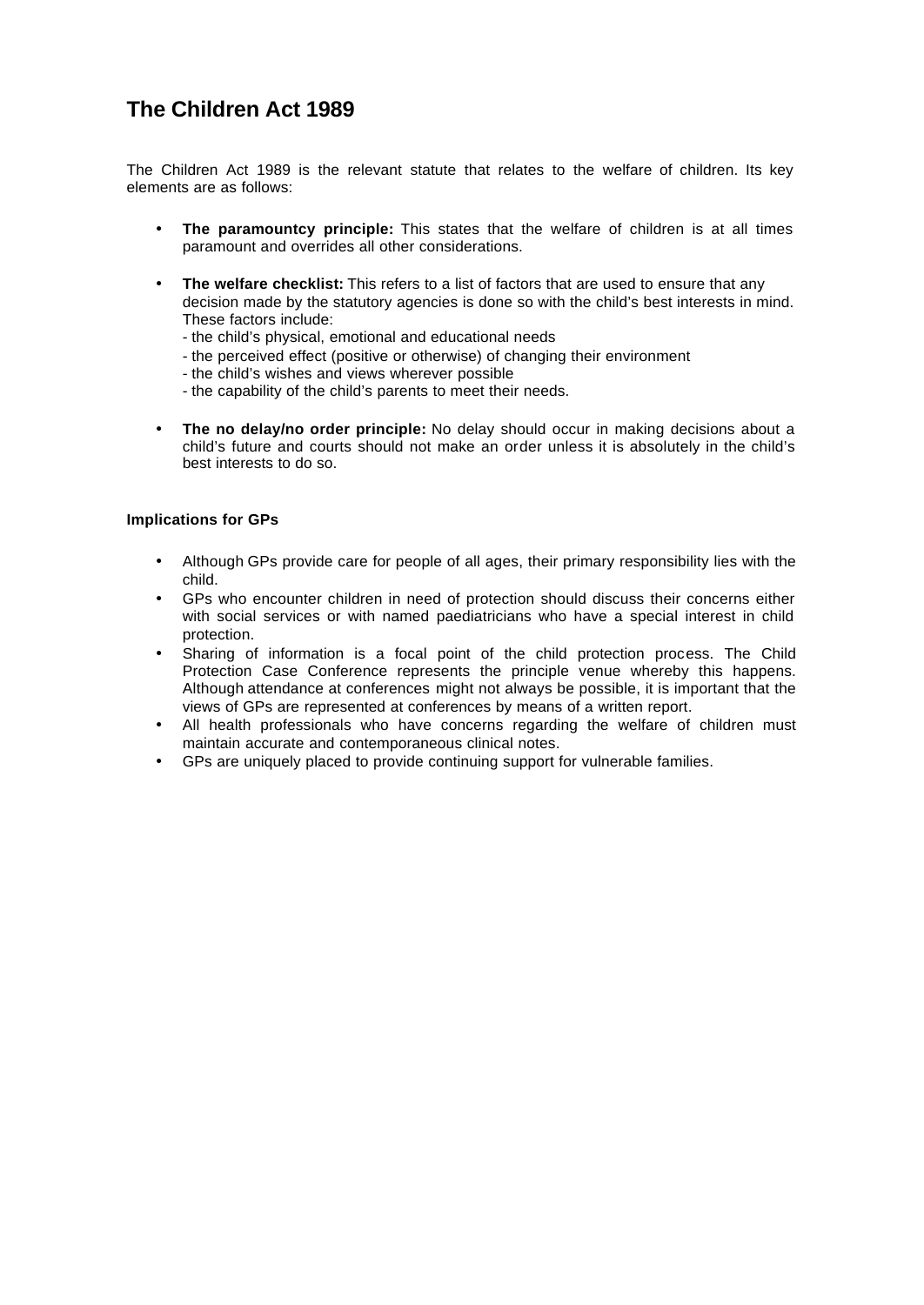# The Children Act 1989

The Children Act 1989 is the relevant statute that relates to the welfare of children. Its key elements are as follows:

- **The paramountcy principle:** This states that the welfare of children is at all times paramount and overrides all other considerations.

- **The welfare checklist:** This refers to a list of factors that are used to ensure that any decision made by the statutory agencies is done so with the child's best interests in mind. These factors include:
  - the child's physical, emotional and educational needs
  - the perceived effect (positive or otherwise) of changing their environment
  - the child's wishes and views wherever possible
  - the capability of the child's parents to meet their needs.

- **The no delay/no order principle:** No delay should occur in making decisions about a child's future and courts should not make an order unless it is absolutely in the child's best interests to do so.

**Implications for GPs**

- Although GPs provide care for people of all ages, their primary responsibility lies with the child.
- GPs who encounter children in need of protection should discuss their concerns either with social services or with named paediatricians who have a special interest in child protection.
- Sharing of information is a focal point of the child protection process. The Child Protection Case Conference represents the principle venue whereby this happens. Although attendance at conferences might not always be possible, it is important that the views of GPs are represented at conferences by means of a written report.
- All health professionals who have concerns regarding the welfare of children must maintain accurate and contemporaneous clinical notes.
- GPs are uniquely placed to provide continuing support for vulnerable families.